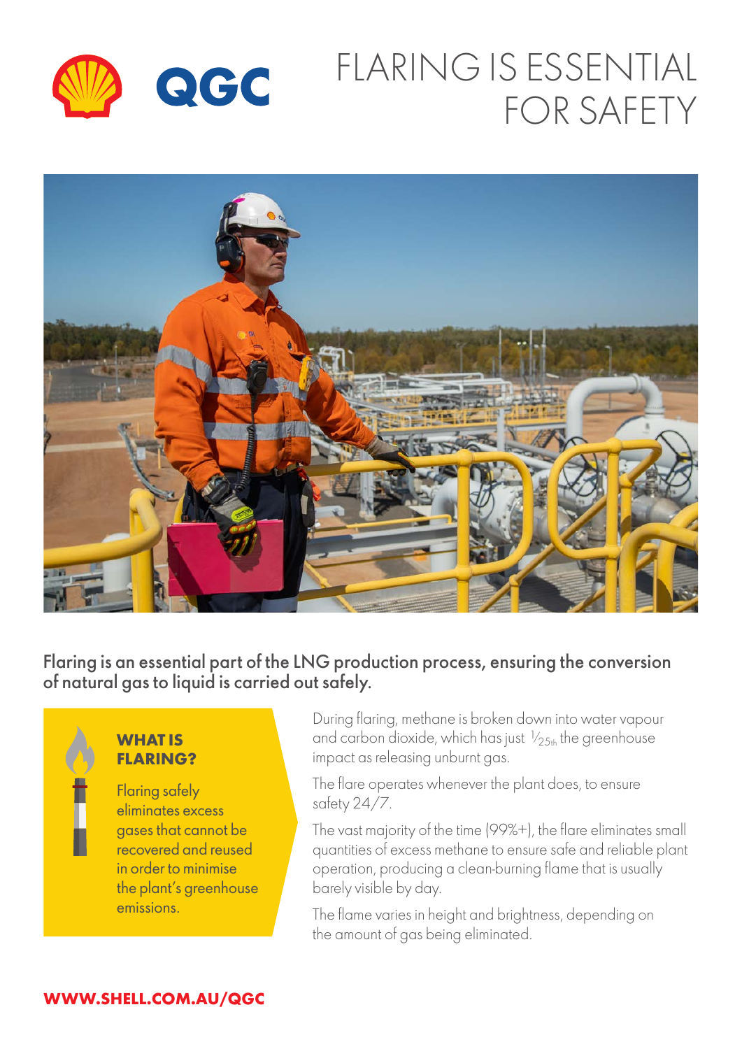# FLARING IS ESSENTIAL FOR SAFETY

**Flaring is an essential part of the LNG production process, ensuring the conversion of natural gas to liquid is carried out safely.**

### WHAT IS FLARING?

Flaring safely eliminates excess gases that cannot be recovered and reused in order to minimise the plant's greenhouse emissions.

During flaring, methane is broken down into water vapour and carbon dioxide, which has just $^1/_{25\text{th}}$ the greenhouse impact as releasing unburnt gas.

The flare operates whenever the plant does, to ensure safety 24/7.

The vast majority of the time (99%+), the flare eliminates small quantities of excess methane to ensure safe and reliable plant operation, producing a clean-burning flame that is usually barely visible by day.

The flame varies in height and brightness, depending on the amount of gas being eliminated.

**WWW.SHELL.COM.AU/QGC**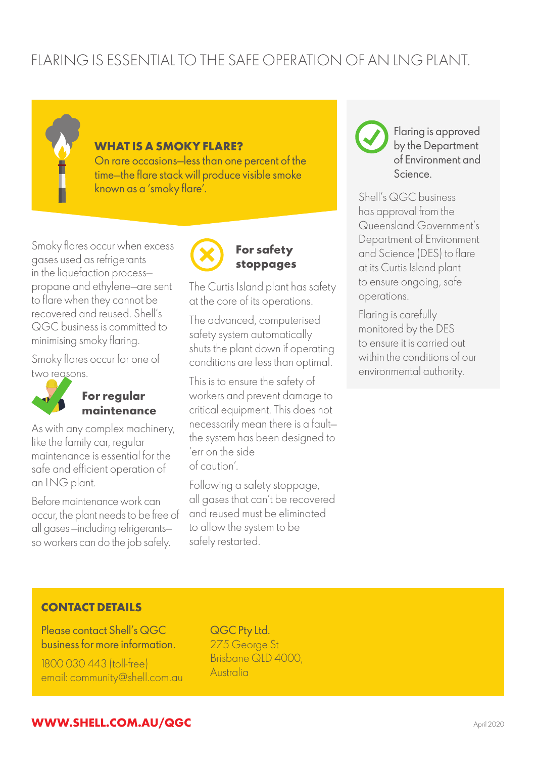# FLARING IS ESSENTIAL TO THE SAFE OPERATION OF AN LNG PLANT.

## WHAT IS A SMOKY FLARE?

On rare occasions—less than one percent of the time—the flare stack will produce visible smoke known as a 'smoky flare'.

Smoky flares occur when excess gases used as refrigerants in the liquefaction process—propane and ethylene—are sent to flare when they cannot be recovered and reused. Shell's QGC business is committed to minimising smoky flaring.

Smoky flares occur for one of two reasons.

### For regular maintenance

As with any complex machinery, like the family car, regular maintenance is essential for the safe and efficient operation of an LNG plant.

Before maintenance work can occur, the plant needs to be free of all gases—including refrigerants—so workers can do the job safely.

### For safety stoppages

The Curtis Island plant has safety at the core of its operations.

The advanced, computerised safety system automatically shuts the plant down if operating conditions are less than optimal.

This is to ensure the safety of workers and prevent damage to critical equipment. This does not necessarily mean there is a fault—the system has been designed to 'err on the side of caution'.

Following a safety stoppage, all gases that can't be recovered and reused must be eliminated to allow the system to be safely restarted.

### Flaring is approved by the Department of Environment and Science.

Shell's QGC business has approval from the Queensland Government's Department of Environment and Science (DES) to flare at its Curtis Island plant to ensure ongoing, safe operations.

Flaring is carefully monitored by the DES to ensure it is carried out within the conditions of our environmental authority.

## CONTACT DETAILS

Please contact Shell's QGC business for more information.

1800 030 443 (toll-free)
email: community@shell.com.au

QGC Pty Ltd.
275 George St
Brisbane QLD 4000,
Australia

**WWW.SHELL.COM.AU/QGC**

April 2020